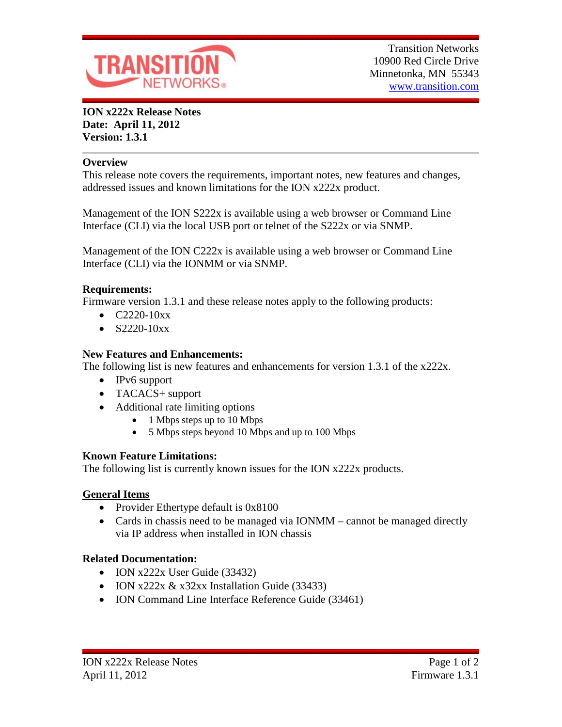Transition Networks
10900 Red Circle Drive
Minnetonka, MN 55343
www.transition.com

**ION x222x Release Notes**
**Date: April 11, 2012**
**Version: 1.3.1**

## Overview

This release note covers the requirements, important notes, new features and changes, addressed issues and known limitations for the ION x222x product.

Management of the ION S222x is available using a web browser or Command Line Interface (CLI) via the local USB port or telnet of the S222x or via SNMP.

Management of the ION C222x is available using a web browser or Command Line Interface (CLI) via the IONMM or via SNMP.

## Requirements:

Firmware version 1.3.1 and these release notes apply to the following products:

- C2220-10xx
- S2220-10xx

## New Features and Enhancements:

The following list is new features and enhancements for version 1.3.1 of the x222x.

- IPv6 support
- TACACS+ support
- Additional rate limiting options
    - 1 Mbps steps up to 10 Mbps
    - 5 Mbps steps beyond 10 Mbps and up to 100 Mbps

## Known Feature Limitations:

The following list is currently known issues for the ION x222x products.

### General Items

- Provider Ethertype default is 0x8100
- Cards in chassis need to be managed via IONMM – cannot be managed directly via IP address when installed in ION chassis

## Related Documentation:

- ION x222x User Guide (33432)
- ION x222x & x32xx Installation Guide (33433)
- ION Command Line Interface Reference Guide (33461)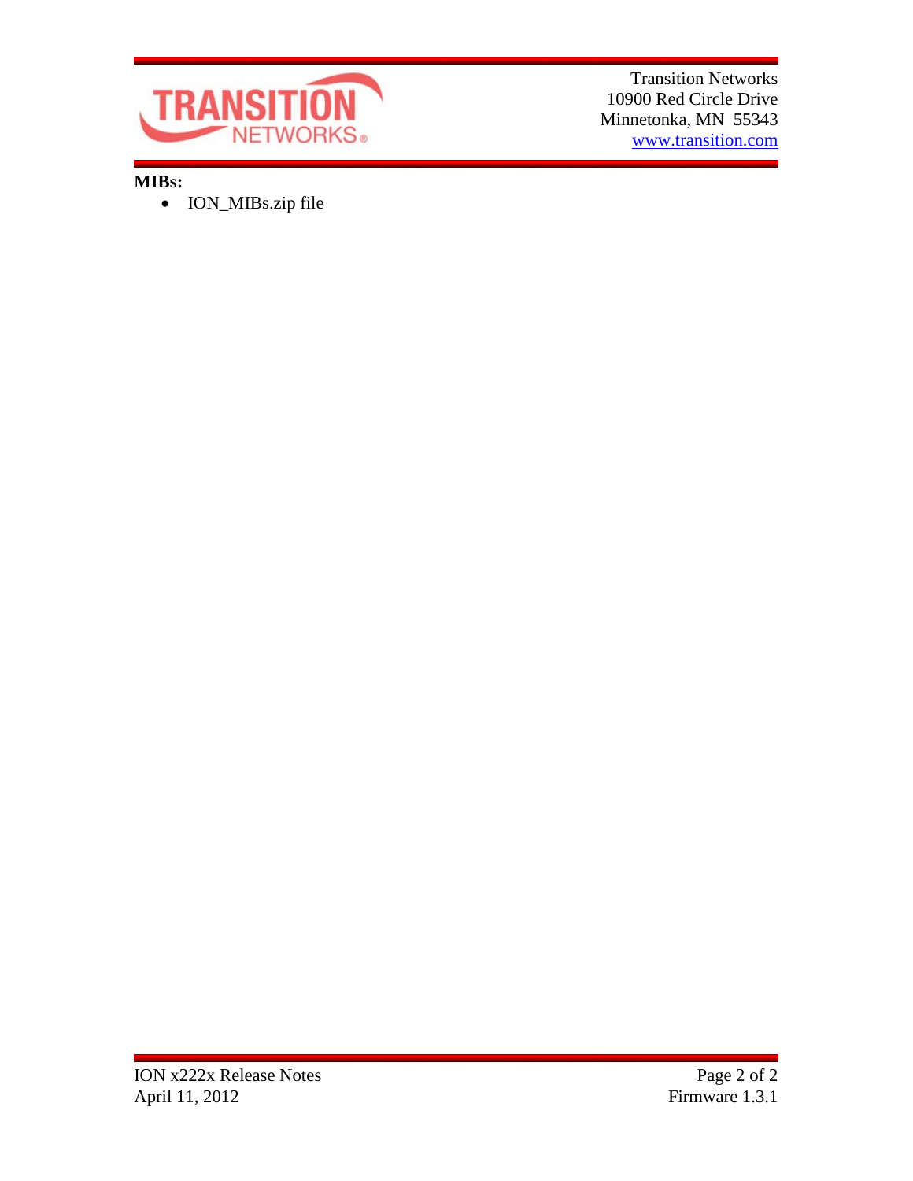**MIBs:**

- ION_MIBs.zip file